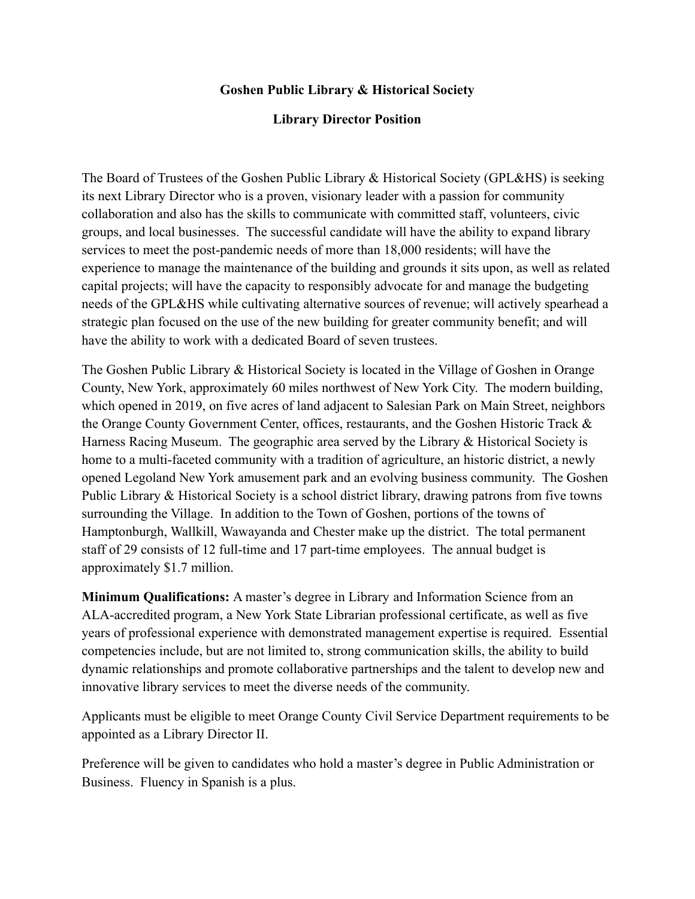# Goshen Public Library & Historical Society

## Library Director Position

The Board of Trustees of the Goshen Public Library & Historical Society (GPL&HS) is seeking its next Library Director who is a proven, visionary leader with a passion for community collaboration and also has the skills to communicate with committed staff, volunteers, civic groups, and local businesses. The successful candidate will have the ability to expand library services to meet the post-pandemic needs of more than 18,000 residents; will have the experience to manage the maintenance of the building and grounds it sits upon, as well as related capital projects; will have the capacity to responsibly advocate for and manage the budgeting needs of the GPL&HS while cultivating alternative sources of revenue; will actively spearhead a strategic plan focused on the use of the new building for greater community benefit; and will have the ability to work with a dedicated Board of seven trustees.

The Goshen Public Library & Historical Society is located in the Village of Goshen in Orange County, New York, approximately 60 miles northwest of New York City. The modern building, which opened in 2019, on five acres of land adjacent to Salesian Park on Main Street, neighbors the Orange County Government Center, offices, restaurants, and the Goshen Historic Track & Harness Racing Museum. The geographic area served by the Library & Historical Society is home to a multi-faceted community with a tradition of agriculture, an historic district, a newly opened Legoland New York amusement park and an evolving business community. The Goshen Public Library & Historical Society is a school district library, drawing patrons from five towns surrounding the Village. In addition to the Town of Goshen, portions of the towns of Hamptonburgh, Wallkill, Wawayanda and Chester make up the district. The total permanent staff of 29 consists of 12 full-time and 17 part-time employees. The annual budget is approximately $1.7 million.

**Minimum Qualifications:** A master's degree in Library and Information Science from an ALA-accredited program, a New York State Librarian professional certificate, as well as five years of professional experience with demonstrated management expertise is required. Essential competencies include, but are not limited to, strong communication skills, the ability to build dynamic relationships and promote collaborative partnerships and the talent to develop new and innovative library services to meet the diverse needs of the community.

Applicants must be eligible to meet Orange County Civil Service Department requirements to be appointed as a Library Director II.

Preference will be given to candidates who hold a master's degree in Public Administration or Business. Fluency in Spanish is a plus.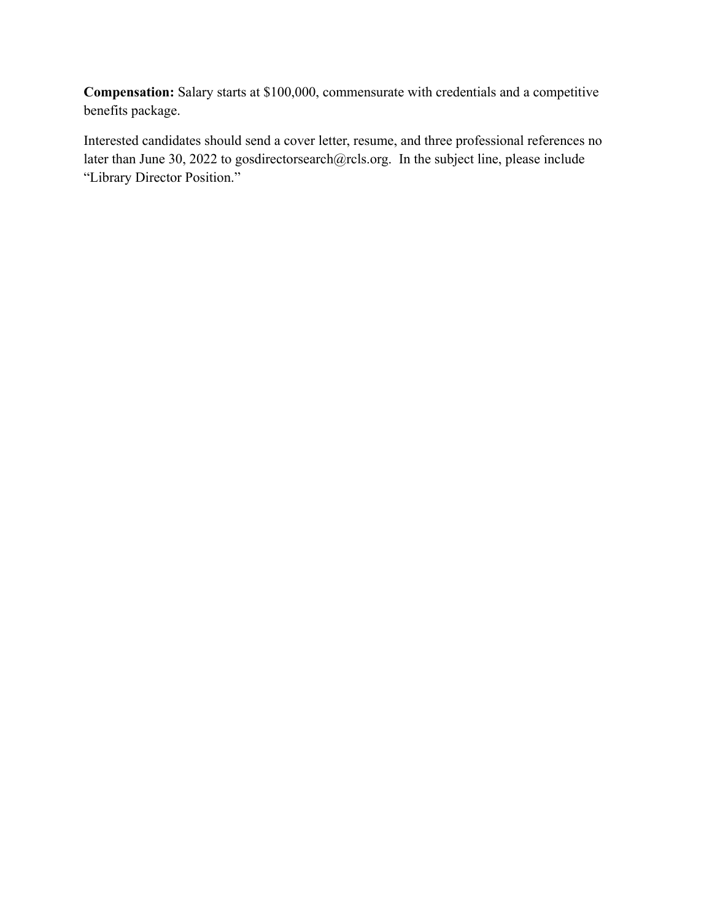**Compensation:** Salary starts at $100,000, commensurate with credentials and a competitive benefits package.

Interested candidates should send a cover letter, resume, and three professional references no later than June 30, 2022 to gosdirectorsearch@rcls.org.  In the subject line, please include "Library Director Position."